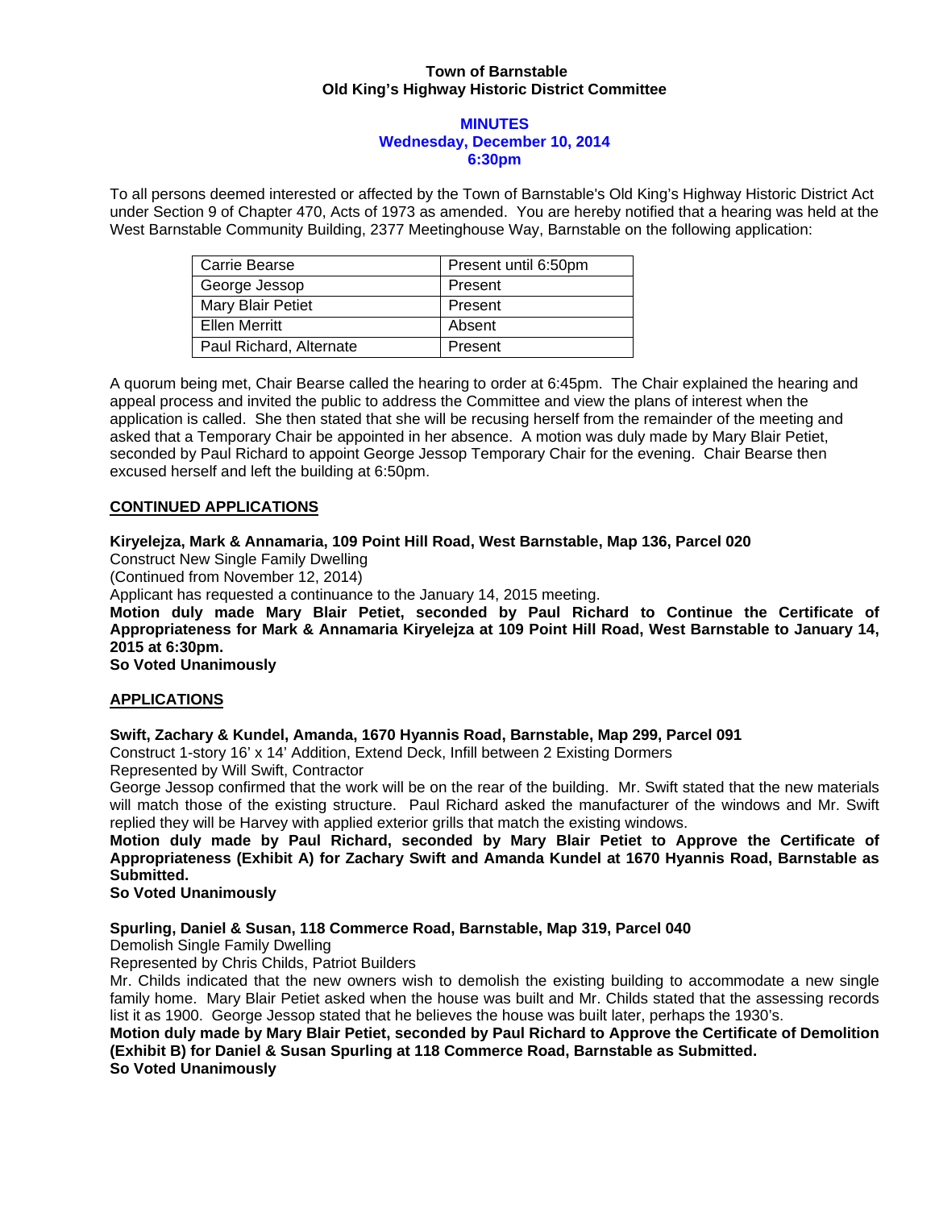**Town of Barnstable**
**Old King's Highway Historic District Committee**

**MINUTES**
**Wednesday, December 10, 2014**
**6:30pm**

To all persons deemed interested or affected by the Town of Barnstable's Old King's Highway Historic District Act under Section 9 of Chapter 470, Acts of 1973 as amended. You are hereby notified that a hearing was held at the West Barnstable Community Building, 2377 Meetinghouse Way, Barnstable on the following application:

| | |
|---|---|
| Carrie Bearse | Present until 6:50pm |
| George Jessop | Present |
| Mary Blair Petiet | Present |
| Ellen Merritt | Absent |
| Paul Richard, Alternate | Present |

A quorum being met, Chair Bearse called the hearing to order at 6:45pm. The Chair explained the hearing and appeal process and invited the public to address the Committee and view the plans of interest when the application is called. She then stated that she will be recusing herself from the remainder of the meeting and asked that a Temporary Chair be appointed in her absence. A motion was duly made by Mary Blair Petiet, seconded by Paul Richard to appoint George Jessop Temporary Chair for the evening. Chair Bearse then excused herself and left the building at 6:50pm.

**CONTINUED APPLICATIONS**

**Kiryelejza, Mark & Annamaria, 109 Point Hill Road, West Barnstable, Map 136, Parcel 020**
Construct New Single Family Dwelling
(Continued from November 12, 2014)
Applicant has requested a continuance to the January 14, 2015 meeting.
**Motion duly made Mary Blair Petiet, seconded by Paul Richard to Continue the Certificate of Appropriateness for Mark & Annamaria Kiryelejza at 109 Point Hill Road, West Barnstable to January 14, 2015 at 6:30pm.**
**So Voted Unanimously**

**APPLICATIONS**

**Swift, Zachary & Kundel, Amanda, 1670 Hyannis Road, Barnstable, Map 299, Parcel 091**
Construct 1-story 16' x 14' Addition, Extend Deck, Infill between 2 Existing Dormers
Represented by Will Swift, Contractor
George Jessop confirmed that the work will be on the rear of the building. Mr. Swift stated that the new materials will match those of the existing structure. Paul Richard asked the manufacturer of the windows and Mr. Swift replied they will be Harvey with applied exterior grills that match the existing windows.
**Motion duly made by Paul Richard, seconded by Mary Blair Petiet to Approve the Certificate of Appropriateness (Exhibit A) for Zachary Swift and Amanda Kundel at 1670 Hyannis Road, Barnstable as Submitted.**
**So Voted Unanimously**

**Spurling, Daniel & Susan, 118 Commerce Road, Barnstable, Map 319, Parcel 040**
Demolish Single Family Dwelling
Represented by Chris Childs, Patriot Builders
Mr. Childs indicated that the new owners wish to demolish the existing building to accommodate a new single family home. Mary Blair Petiet asked when the house was built and Mr. Childs stated that the assessing records list it as 1900. George Jessop stated that he believes the house was built later, perhaps the 1930's.
**Motion duly made by Mary Blair Petiet, seconded by Paul Richard to Approve the Certificate of Demolition (Exhibit B) for Daniel & Susan Spurling at 118 Commerce Road, Barnstable as Submitted.**
**So Voted Unanimously**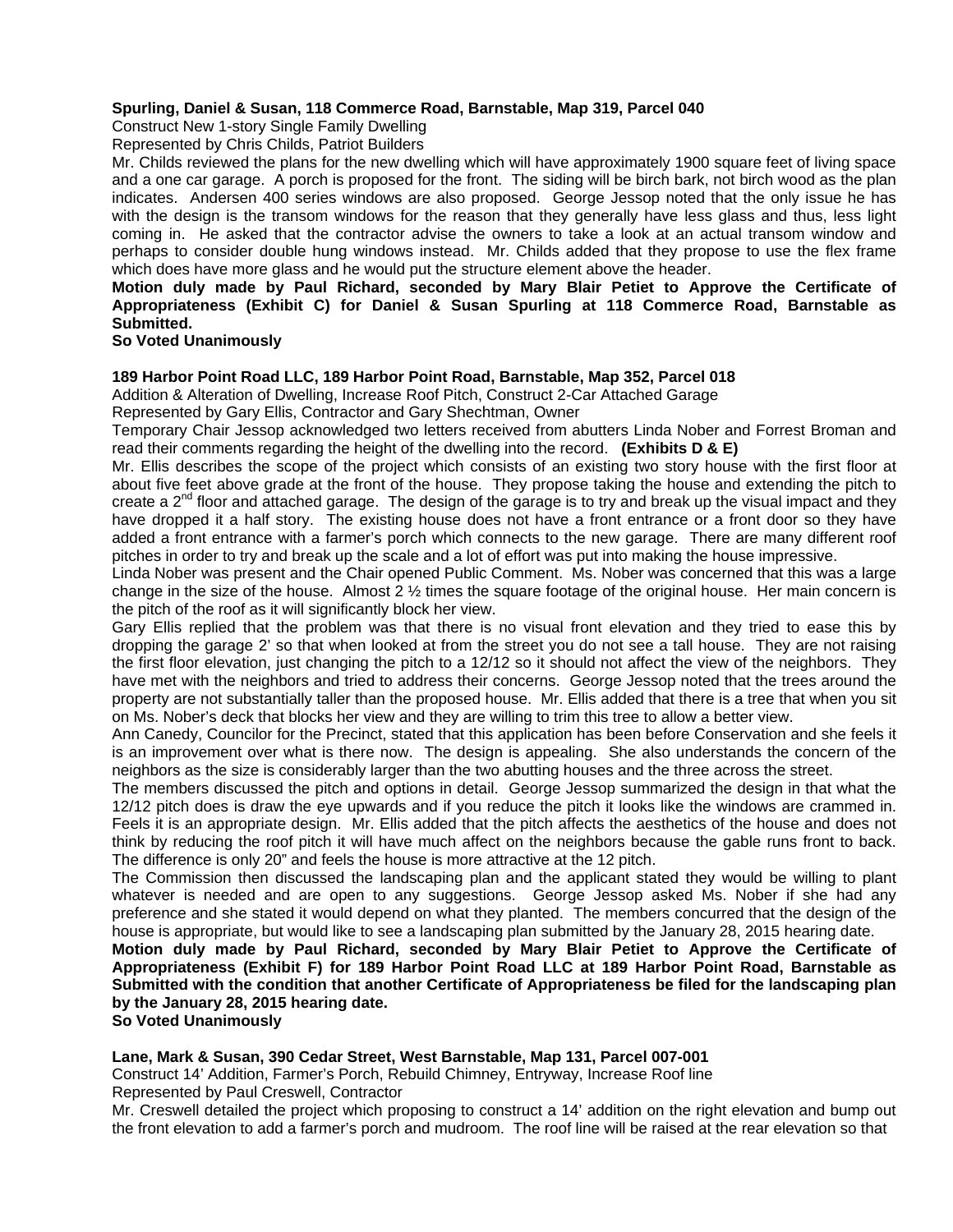**Spurling, Daniel & Susan, 118 Commerce Road, Barnstable, Map 319, Parcel 040**

Construct New 1-story Single Family Dwelling

Represented by Chris Childs, Patriot Builders

Mr. Childs reviewed the plans for the new dwelling which will have approximately 1900 square feet of living space and a one car garage. A porch is proposed for the front. The siding will be birch bark, not birch wood as the plan indicates. Andersen 400 series windows are also proposed. George Jessop noted that the only issue he has with the design is the transom windows for the reason that they generally have less glass and thus, less light coming in. He asked that the contractor advise the owners to take a look at an actual transom window and perhaps to consider double hung windows instead. Mr. Childs added that they propose to use the flex frame which does have more glass and he would put the structure element above the header.

**Motion duly made by Paul Richard, seconded by Mary Blair Petiet to Approve the Certificate of Appropriateness (Exhibit C) for Daniel & Susan Spurling at 118 Commerce Road, Barnstable as Submitted.**

**So Voted Unanimously**

**189 Harbor Point Road LLC, 189 Harbor Point Road, Barnstable, Map 352, Parcel 018**

Addition & Alteration of Dwelling, Increase Roof Pitch, Construct 2-Car Attached Garage

Represented by Gary Ellis, Contractor and Gary Shechtman, Owner

Temporary Chair Jessop acknowledged two letters received from abutters Linda Nober and Forrest Broman and read their comments regarding the height of the dwelling into the record. **(Exhibits D & E)**

Mr. Ellis describes the scope of the project which consists of an existing two story house with the first floor at about five feet above grade at the front of the house. They propose taking the house and extending the pitch to create a 2nd floor and attached garage. The design of the garage is to try and break up the visual impact and they have dropped it a half story. The existing house does not have a front entrance or a front door so they have added a front entrance with a farmer's porch which connects to the new garage. There are many different roof pitches in order to try and break up the scale and a lot of effort was put into making the house impressive.

Linda Nober was present and the Chair opened Public Comment. Ms. Nober was concerned that this was a large change in the size of the house. Almost 2 ½ times the square footage of the original house. Her main concern is the pitch of the roof as it will significantly block her view.

Gary Ellis replied that the problem was that there is no visual front elevation and they tried to ease this by dropping the garage 2' so that when looked at from the street you do not see a tall house. They are not raising the first floor elevation, just changing the pitch to a 12/12 so it should not affect the view of the neighbors. They have met with the neighbors and tried to address their concerns. George Jessop noted that the trees around the property are not substantially taller than the proposed house. Mr. Ellis added that there is a tree that when you sit on Ms. Nober's deck that blocks her view and they are willing to trim this tree to allow a better view.

Ann Canedy, Councilor for the Precinct, stated that this application has been before Conservation and she feels it is an improvement over what is there now. The design is appealing. She also understands the concern of the neighbors as the size is considerably larger than the two abutting houses and the three across the street.

The members discussed the pitch and options in detail. George Jessop summarized the design in that what the 12/12 pitch does is draw the eye upwards and if you reduce the pitch it looks like the windows are crammed in. Feels it is an appropriate design. Mr. Ellis added that the pitch affects the aesthetics of the house and does not think by reducing the roof pitch it will have much affect on the neighbors because the gable runs front to back. The difference is only 20" and feels the house is more attractive at the 12 pitch.

The Commission then discussed the landscaping plan and the applicant stated they would be willing to plant whatever is needed and are open to any suggestions. George Jessop asked Ms. Nober if she had any preference and she stated it would depend on what they planted. The members concurred that the design of the house is appropriate, but would like to see a landscaping plan submitted by the January 28, 2015 hearing date.

**Motion duly made by Paul Richard, seconded by Mary Blair Petiet to Approve the Certificate of Appropriateness (Exhibit F) for 189 Harbor Point Road LLC at 189 Harbor Point Road, Barnstable as Submitted with the condition that another Certificate of Appropriateness be filed for the landscaping plan by the January 28, 2015 hearing date.**

**So Voted Unanimously**

**Lane, Mark & Susan, 390 Cedar Street, West Barnstable, Map 131, Parcel 007-001**

Construct 14' Addition, Farmer's Porch, Rebuild Chimney, Entryway, Increase Roof line

Represented by Paul Creswell, Contractor

Mr. Creswell detailed the project which proposing to construct a 14' addition on the right elevation and bump out the front elevation to add a farmer's porch and mudroom. The roof line will be raised at the rear elevation so that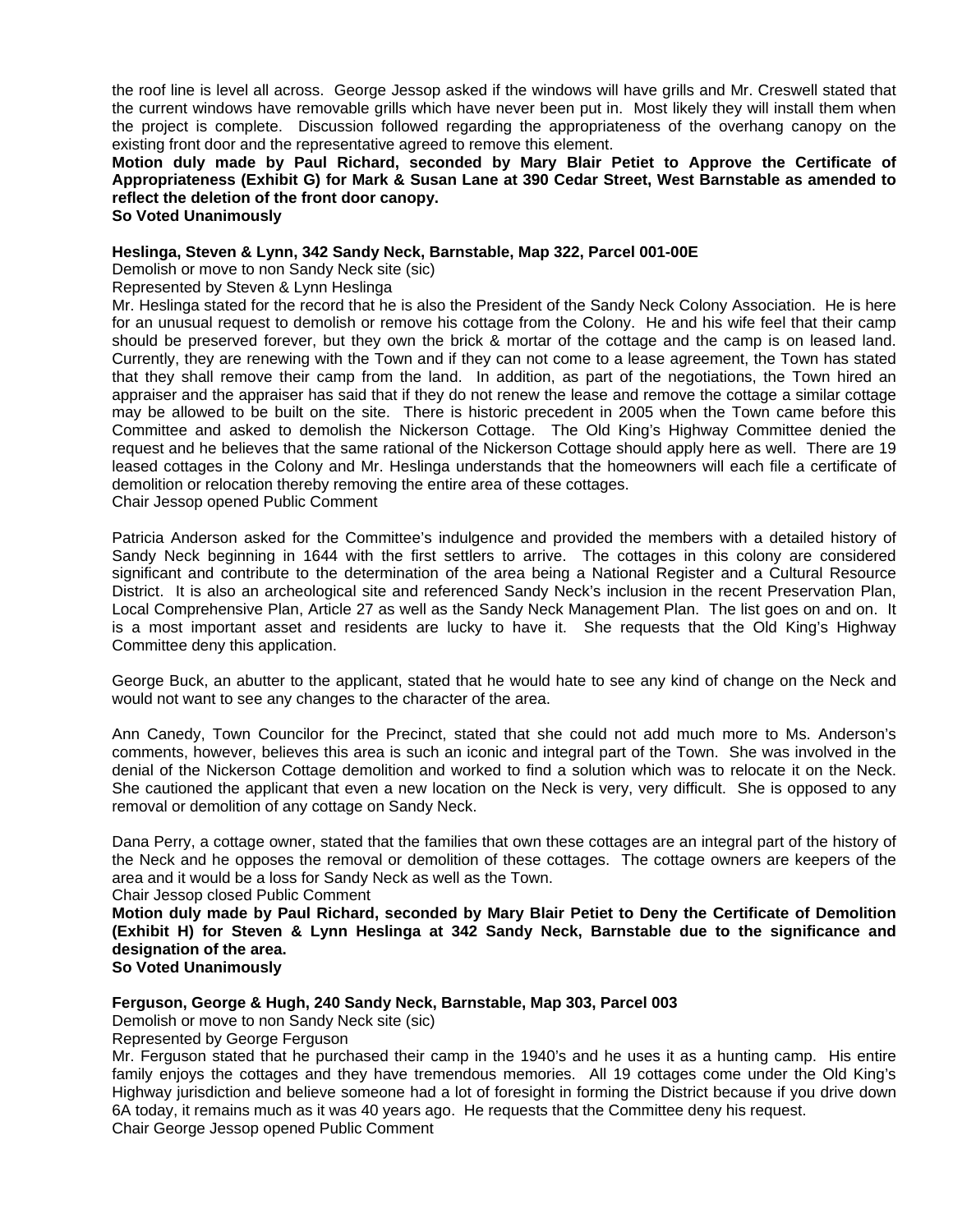the roof line is level all across. George Jessop asked if the windows will have grills and Mr. Creswell stated that the current windows have removable grills which have never been put in. Most likely they will install them when the project is complete. Discussion followed regarding the appropriateness of the overhang canopy on the existing front door and the representative agreed to remove this element.

**Motion duly made by Paul Richard, seconded by Mary Blair Petiet to Approve the Certificate of Appropriateness (Exhibit G) for Mark & Susan Lane at 390 Cedar Street, West Barnstable as amended to reflect the deletion of the front door canopy.**

**So Voted Unanimously**

**Heslinga, Steven & Lynn, 342 Sandy Neck, Barnstable, Map 322, Parcel 001-00E**

Demolish or move to non Sandy Neck site (sic)

Represented by Steven & Lynn Heslinga

Mr. Heslinga stated for the record that he is also the President of the Sandy Neck Colony Association. He is here for an unusual request to demolish or remove his cottage from the Colony. He and his wife feel that their camp should be preserved forever, but they own the brick & mortar of the cottage and the camp is on leased land. Currently, they are renewing with the Town and if they can not come to a lease agreement, the Town has stated that they shall remove their camp from the land. In addition, as part of the negotiations, the Town hired an appraiser and the appraiser has said that if they do not renew the lease and remove the cottage a similar cottage may be allowed to be built on the site. There is historic precedent in 2005 when the Town came before this Committee and asked to demolish the Nickerson Cottage. The Old King's Highway Committee denied the request and he believes that the same rational of the Nickerson Cottage should apply here as well. There are 19 leased cottages in the Colony and Mr. Heslinga understands that the homeowners will each file a certificate of demolition or relocation thereby removing the entire area of these cottages.

Chair Jessop opened Public Comment

Patricia Anderson asked for the Committee's indulgence and provided the members with a detailed history of Sandy Neck beginning in 1644 with the first settlers to arrive. The cottages in this colony are considered significant and contribute to the determination of the area being a National Register and a Cultural Resource District. It is also an archeological site and referenced Sandy Neck's inclusion in the recent Preservation Plan, Local Comprehensive Plan, Article 27 as well as the Sandy Neck Management Plan. The list goes on and on. It is a most important asset and residents are lucky to have it. She requests that the Old King's Highway Committee deny this application.

George Buck, an abutter to the applicant, stated that he would hate to see any kind of change on the Neck and would not want to see any changes to the character of the area.

Ann Canedy, Town Councilor for the Precinct, stated that she could not add much more to Ms. Anderson's comments, however, believes this area is such an iconic and integral part of the Town. She was involved in the denial of the Nickerson Cottage demolition and worked to find a solution which was to relocate it on the Neck. She cautioned the applicant that even a new location on the Neck is very, very difficult. She is opposed to any removal or demolition of any cottage on Sandy Neck.

Dana Perry, a cottage owner, stated that the families that own these cottages are an integral part of the history of the Neck and he opposes the removal or demolition of these cottages. The cottage owners are keepers of the area and it would be a loss for Sandy Neck as well as the Town.

Chair Jessop closed Public Comment

**Motion duly made by Paul Richard, seconded by Mary Blair Petiet to Deny the Certificate of Demolition (Exhibit H) for Steven & Lynn Heslinga at 342 Sandy Neck, Barnstable due to the significance and designation of the area.**

**So Voted Unanimously**

**Ferguson, George & Hugh, 240 Sandy Neck, Barnstable, Map 303, Parcel 003**

Demolish or move to non Sandy Neck site (sic)

Represented by George Ferguson

Mr. Ferguson stated that he purchased their camp in the 1940's and he uses it as a hunting camp. His entire family enjoys the cottages and they have tremendous memories. All 19 cottages come under the Old King's Highway jurisdiction and believe someone had a lot of foresight in forming the District because if you drive down 6A today, it remains much as it was 40 years ago. He requests that the Committee deny his request.

Chair George Jessop opened Public Comment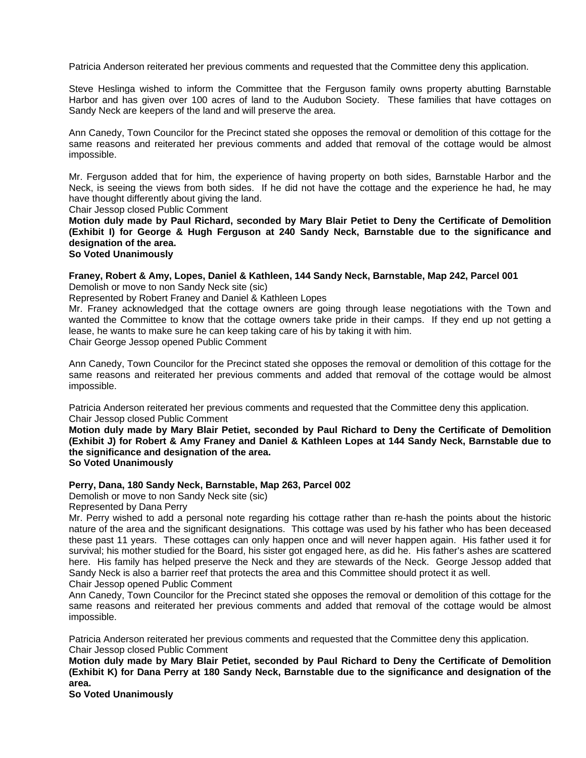Patricia Anderson reiterated her previous comments and requested that the Committee deny this application.

Steve Heslinga wished to inform the Committee that the Ferguson family owns property abutting Barnstable Harbor and has given over 100 acres of land to the Audubon Society. These families that have cottages on Sandy Neck are keepers of the land and will preserve the area.

Ann Canedy, Town Councilor for the Precinct stated she opposes the removal or demolition of this cottage for the same reasons and reiterated her previous comments and added that removal of the cottage would be almost impossible.

Mr. Ferguson added that for him, the experience of having property on both sides, Barnstable Harbor and the Neck, is seeing the views from both sides. If he did not have the cottage and the experience he had, he may have thought differently about giving the land.
Chair Jessop closed Public Comment

**Motion duly made by Paul Richard, seconded by Mary Blair Petiet to Deny the Certificate of Demolition (Exhibit I) for George & Hugh Ferguson at 240 Sandy Neck, Barnstable due to the significance and designation of the area.**
**So Voted Unanimously**

**Franey, Robert & Amy, Lopes, Daniel & Kathleen, 144 Sandy Neck, Barnstable, Map 242, Parcel 001**
Demolish or move to non Sandy Neck site (sic)
Represented by Robert Franey and Daniel & Kathleen Lopes
Mr. Franey acknowledged that the cottage owners are going through lease negotiations with the Town and wanted the Committee to know that the cottage owners take pride in their camps. If they end up not getting a lease, he wants to make sure he can keep taking care of his by taking it with him.
Chair George Jessop opened Public Comment

Ann Canedy, Town Councilor for the Precinct stated she opposes the removal or demolition of this cottage for the same reasons and reiterated her previous comments and added that removal of the cottage would be almost impossible.

Patricia Anderson reiterated her previous comments and requested that the Committee deny this application.
Chair Jessop closed Public Comment

**Motion duly made by Mary Blair Petiet, seconded by Paul Richard to Deny the Certificate of Demolition (Exhibit J) for Robert & Amy Franey and Daniel & Kathleen Lopes at 144 Sandy Neck, Barnstable due to the significance and designation of the area.**
**So Voted Unanimously**

**Perry, Dana, 180 Sandy Neck, Barnstable, Map 263, Parcel 002**
Demolish or move to non Sandy Neck site (sic)
Represented by Dana Perry
Mr. Perry wished to add a personal note regarding his cottage rather than re-hash the points about the historic nature of the area and the significant designations. This cottage was used by his father who has been deceased these past 11 years. These cottages can only happen once and will never happen again. His father used it for survival; his mother studied for the Board, his sister got engaged here, as did he. His father's ashes are scattered here. His family has helped preserve the Neck and they are stewards of the Neck. George Jessop added that Sandy Neck is also a barrier reef that protects the area and this Committee should protect it as well.
Chair Jessop opened Public Comment
Ann Canedy, Town Councilor for the Precinct stated she opposes the removal or demolition of this cottage for the same reasons and reiterated her previous comments and added that removal of the cottage would be almost impossible.

Patricia Anderson reiterated her previous comments and requested that the Committee deny this application.
Chair Jessop closed Public Comment

**Motion duly made by Mary Blair Petiet, seconded by Paul Richard to Deny the Certificate of Demolition (Exhibit K) for Dana Perry at 180 Sandy Neck, Barnstable due to the significance and designation of the area.**
**So Voted Unanimously**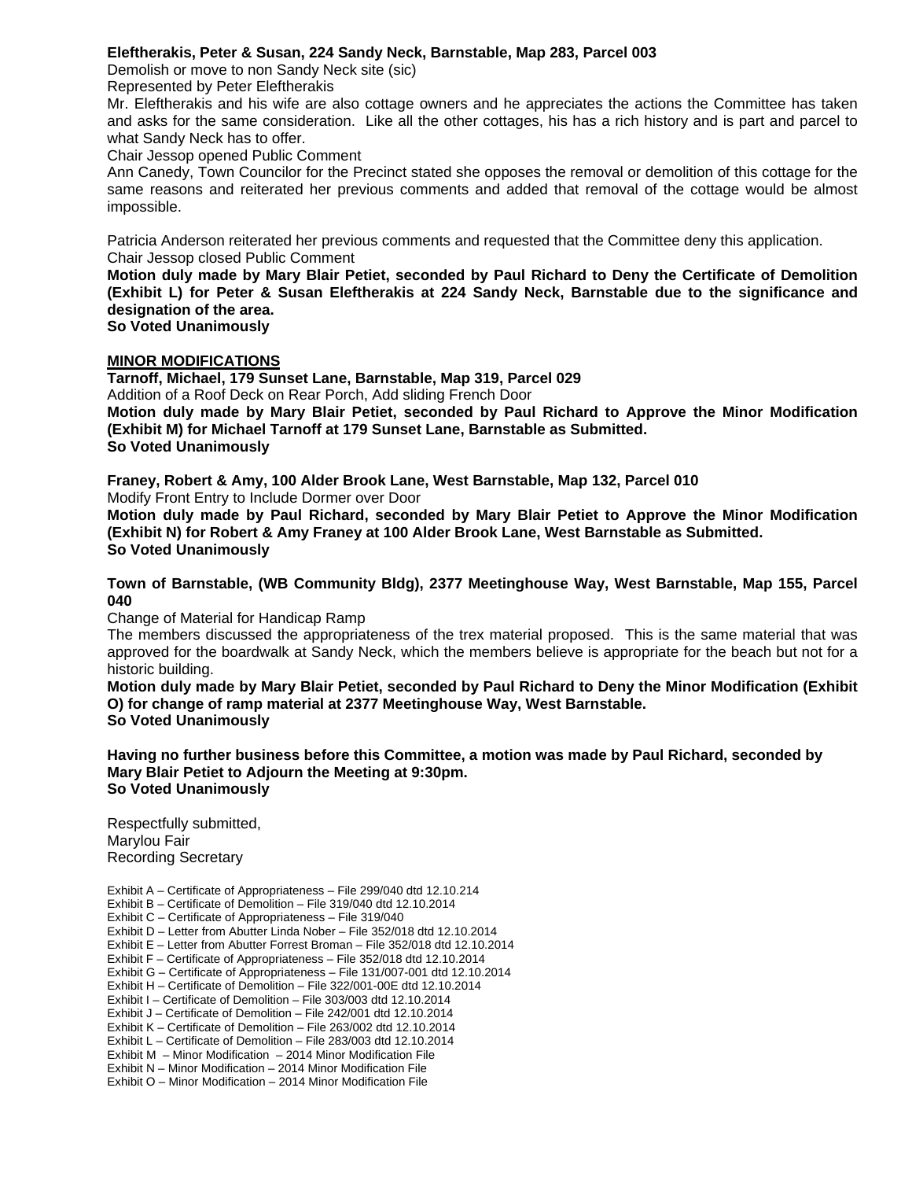**Eleftherakis, Peter & Susan, 224 Sandy Neck, Barnstable, Map 283, Parcel 003**
Demolish or move to non Sandy Neck site (sic)
Represented by Peter Eleftherakis
Mr. Eleftherakis and his wife are also cottage owners and he appreciates the actions the Committee has taken and asks for the same consideration. Like all the other cottages, his has a rich history and is part and parcel to what Sandy Neck has to offer.
Chair Jessop opened Public Comment
Ann Canedy, Town Councilor for the Precinct stated she opposes the removal or demolition of this cottage for the same reasons and reiterated her previous comments and added that removal of the cottage would be almost impossible.

Patricia Anderson reiterated her previous comments and requested that the Committee deny this application.
Chair Jessop closed Public Comment
**Motion duly made by Mary Blair Petiet, seconded by Paul Richard to Deny the Certificate of Demolition (Exhibit L) for Peter & Susan Eleftherakis at 224 Sandy Neck, Barnstable due to the significance and designation of the area.**
**So Voted Unanimously**

**MINOR MODIFICATIONS**
**Tarnoff, Michael, 179 Sunset Lane, Barnstable, Map 319, Parcel 029**
Addition of a Roof Deck on Rear Porch, Add sliding French Door
**Motion duly made by Mary Blair Petiet, seconded by Paul Richard to Approve the Minor Modification (Exhibit M) for Michael Tarnoff at 179 Sunset Lane, Barnstable as Submitted.**
**So Voted Unanimously**

**Franey, Robert & Amy, 100 Alder Brook Lane, West Barnstable, Map 132, Parcel 010**
Modify Front Entry to Include Dormer over Door
**Motion duly made by Paul Richard, seconded by Mary Blair Petiet to Approve the Minor Modification (Exhibit N) for Robert & Amy Franey at 100 Alder Brook Lane, West Barnstable as Submitted.**
**So Voted Unanimously**

**Town of Barnstable, (WB Community Bldg), 2377 Meetinghouse Way, West Barnstable, Map 155, Parcel 040**
Change of Material for Handicap Ramp
The members discussed the appropriateness of the trex material proposed. This is the same material that was approved for the boardwalk at Sandy Neck, which the members believe is appropriate for the beach but not for a historic building.
**Motion duly made by Mary Blair Petiet, seconded by Paul Richard to Deny the Minor Modification (Exhibit O) for change of ramp material at 2377 Meetinghouse Way, West Barnstable.**
**So Voted Unanimously**

**Having no further business before this Committee, a motion was made by Paul Richard, seconded by Mary Blair Petiet to Adjourn the Meeting at 9:30pm.**
**So Voted Unanimously**

Respectfully submitted,
Marylou Fair
Recording Secretary

Exhibit A – Certificate of Appropriateness – File 299/040 dtd 12.10.214
Exhibit B – Certificate of Demolition – File 319/040 dtd 12.10.2014
Exhibit C – Certificate of Appropriateness – File 319/040
Exhibit D – Letter from Abutter Linda Nober – File 352/018 dtd 12.10.2014
Exhibit E – Letter from Abutter Forrest Broman – File 352/018 dtd 12.10.2014
Exhibit F – Certificate of Appropriateness – File 352/018 dtd 12.10.2014
Exhibit G – Certificate of Appropriateness – File 131/007-001 dtd 12.10.2014
Exhibit H – Certificate of Demolition – File 322/001-00E dtd 12.10.2014
Exhibit I – Certificate of Demolition – File 303/003 dtd 12.10.2014
Exhibit J – Certificate of Demolition – File 242/001 dtd 12.10.2014
Exhibit K – Certificate of Demolition – File 263/002 dtd 12.10.2014
Exhibit L – Certificate of Demolition – File 283/003 dtd 12.10.2014
Exhibit M – Minor Modification – 2014 Minor Modification File
Exhibit N – Minor Modification – 2014 Minor Modification File
Exhibit O – Minor Modification – 2014 Minor Modification File